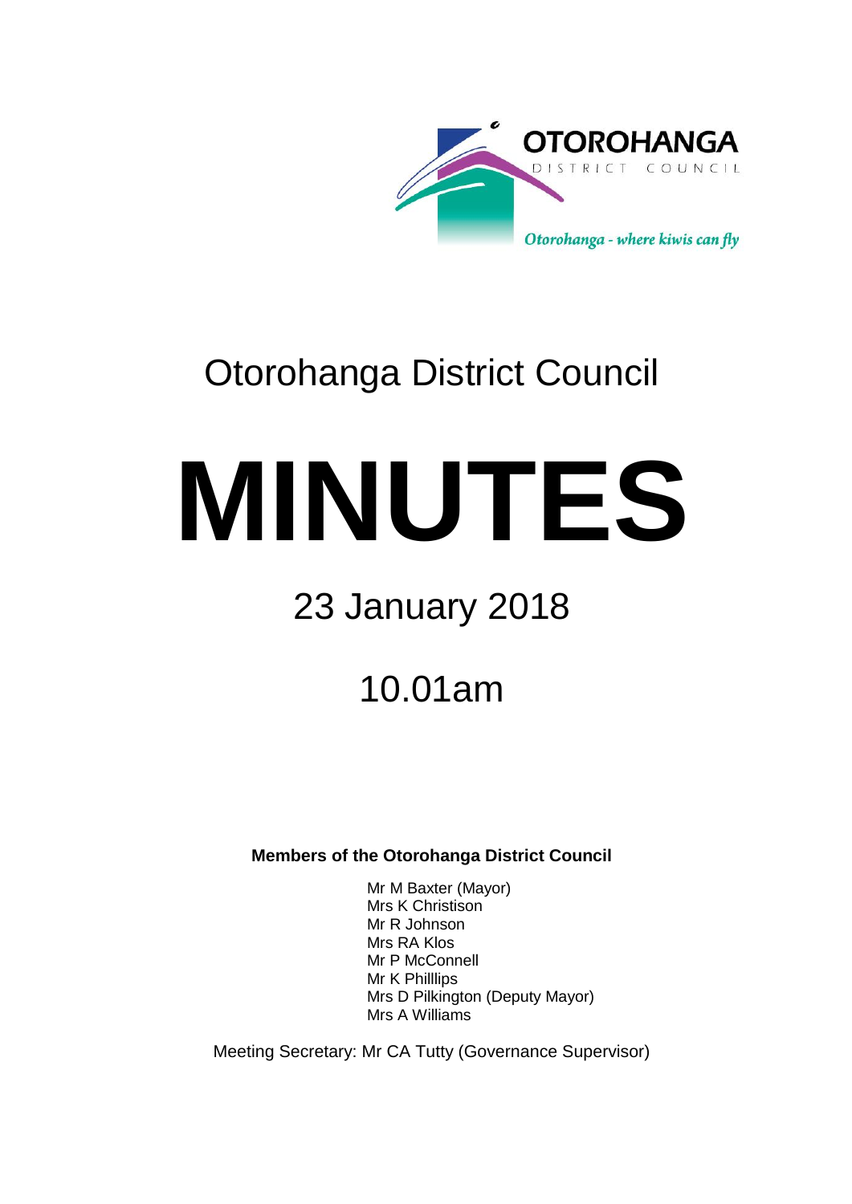OTOROHANGA
DISTRICT COUNCIL

*Otorohanga - where kiwis can fly*

# Otorohanga District Council

# MINUTES

## 23 January 2018

## 10.01am

**Members of the Otorohanga District Council**

Mr M Baxter (Mayor)
Mrs K Christison
Mr R Johnson
Mrs RA Klos
Mr P McConnell
Mr K Philllips
Mrs D Pilkington (Deputy Mayor)
Mrs A Williams

Meeting Secretary: Mr CA Tutty (Governance Supervisor)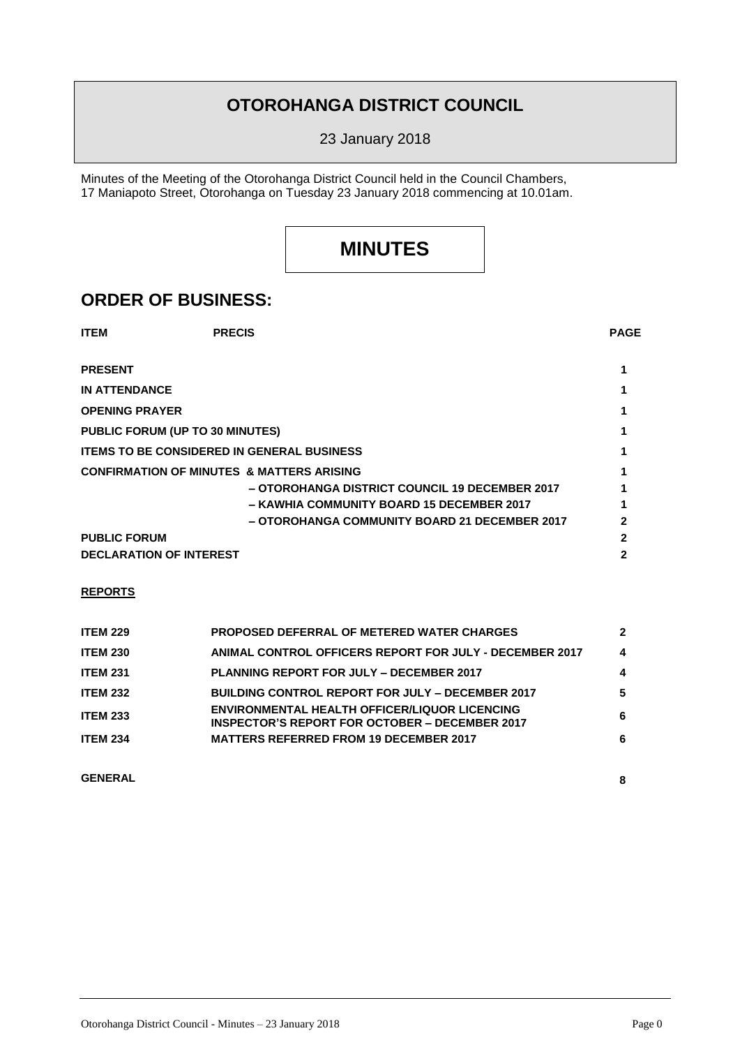# OTOROHANGA DISTRICT COUNCIL

23 January 2018

Minutes of the Meeting of the Otorohanga District Council held in the Council Chambers, 17 Maniapoto Street, Otorohanga on Tuesday 23 January 2018 commencing at 10.01am.

# MINUTES

## ORDER OF BUSINESS:

| ITEM | PRECIS | PAGE |
|---|---|---|
| **PRESENT** | | **1** |
| **IN ATTENDANCE** | | **1** |
| **OPENING PRAYER** | | **1** |
| **PUBLIC FORUM (UP TO 30 MINUTES)** | | **1** |
| **ITEMS TO BE CONSIDERED IN GENERAL BUSINESS** | | **1** |
| **CONFIRMATION OF MINUTES & MATTERS ARISING** | | **1** |
| | **– OTOROHANGA DISTRICT COUNCIL 19 DECEMBER 2017** | **1** |
| | **– KAWHIA COMMUNITY BOARD 15 DECEMBER 2017** | **1** |
| | **– OTOROHANGA COMMUNITY BOARD 21 DECEMBER 2017** | **2** |
| **PUBLIC FORUM** | | **2** |
| **DECLARATION OF INTEREST** | | **2** |

**REPORTS**

| | | |
|---|---|---|
| **ITEM 229** | **PROPOSED DEFERRAL OF METERED WATER CHARGES** | **2** |
| **ITEM 230** | **ANIMAL CONTROL OFFICERS REPORT FOR JULY - DECEMBER 2017** | **4** |
| **ITEM 231** | **PLANNING REPORT FOR JULY – DECEMBER 2017** | **4** |
| **ITEM 232** | **BUILDING CONTROL REPORT FOR JULY – DECEMBER 2017** | **5** |
| **ITEM 233** | **ENVIRONMENTAL HEALTH OFFICER/LIQUOR LICENCING INSPECTOR'S REPORT FOR OCTOBER – DECEMBER 2017** | **6** |
| **ITEM 234** | **MATTERS REFERRED FROM 19 DECEMBER 2017** | **6** |

**GENERAL** **8**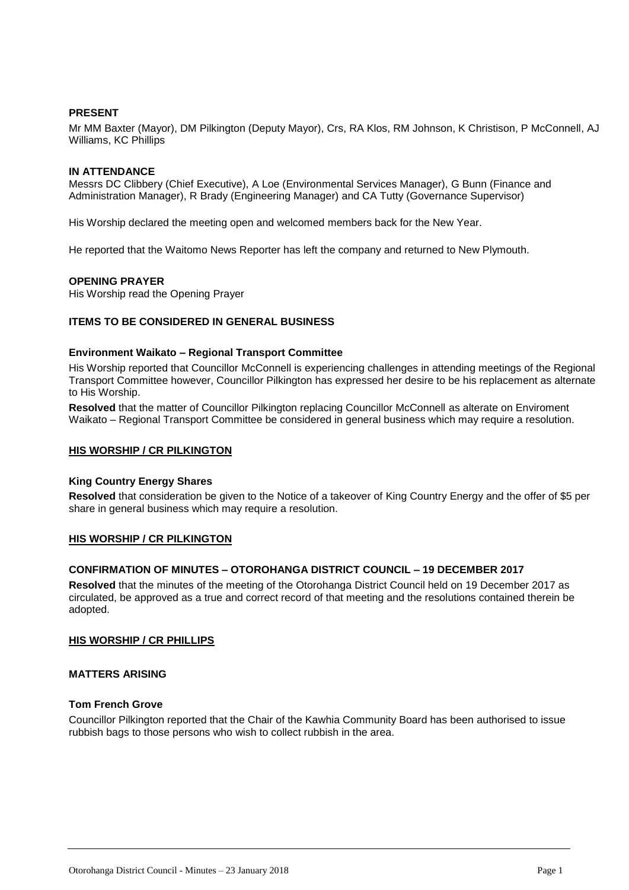**PRESENT**

Mr MM Baxter (Mayor), DM Pilkington (Deputy Mayor), Crs, RA Klos, RM Johnson, K Christison, P McConnell, AJ Williams, KC Phillips

**IN ATTENDANCE**

Messrs DC Clibbery (Chief Executive), A Loe (Environmental Services Manager), G Bunn (Finance and Administration Manager), R Brady (Engineering Manager) and CA Tutty (Governance Supervisor)

His Worship declared the meeting open and welcomed members back for the New Year.

He reported that the Waitomo News Reporter has left the company and returned to New Plymouth.

**OPENING PRAYER**

His Worship read the Opening Prayer

**ITEMS TO BE CONSIDERED IN GENERAL BUSINESS**

**Environment Waikato – Regional Transport Committee**

His Worship reported that Councillor McConnell is experiencing challenges in attending meetings of the Regional Transport Committee however, Councillor Pilkington has expressed her desire to be his replacement as alternate to His Worship.

**Resolved** that the matter of Councillor Pilkington replacing Councillor McConnell as alterate on Enviroment Waikato – Regional Transport Committee be considered in general business which may require a resolution.

**HIS WORSHIP / CR PILKINGTON**

**King Country Energy Shares**

**Resolved** that consideration be given to the Notice of a takeover of King Country Energy and the offer of $5 per share in general business which may require a resolution.

**HIS WORSHIP / CR PILKINGTON**

**CONFIRMATION OF MINUTES – OTOROHANGA DISTRICT COUNCIL – 19 DECEMBER 2017**

**Resolved** that the minutes of the meeting of the Otorohanga District Council held on 19 December 2017 as circulated, be approved as a true and correct record of that meeting and the resolutions contained therein be adopted.

**HIS WORSHIP / CR PHILLIPS**

**MATTERS ARISING**

**Tom French Grove**

Councillor Pilkington reported that the Chair of the Kawhia Community Board has been authorised to issue rubbish bags to those persons who wish to collect rubbish in the area.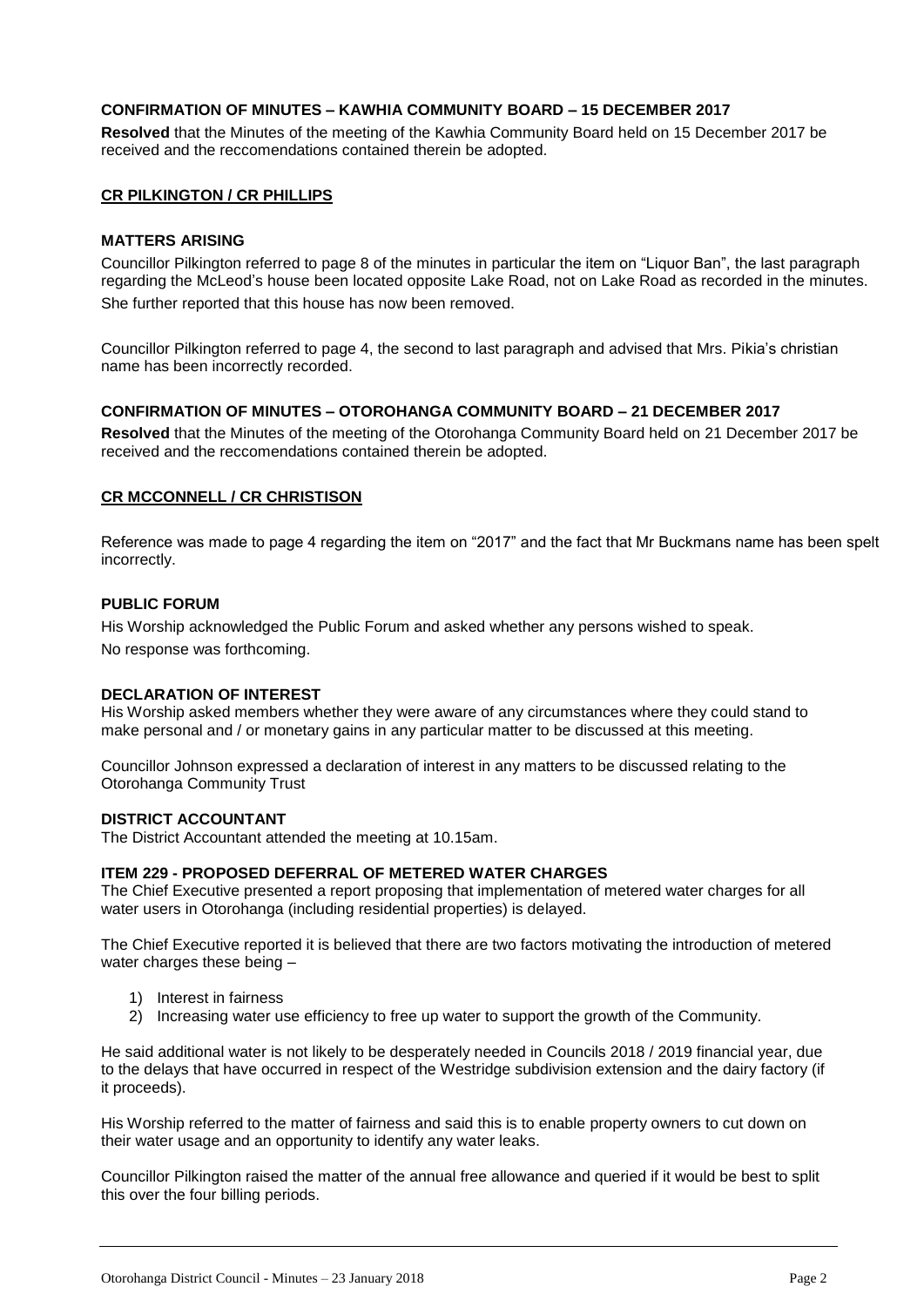**CONFIRMATION OF MINUTES – KAWHIA COMMUNITY BOARD – 15 DECEMBER 2017**

**Resolved** that the Minutes of the meeting of the Kawhia Community Board held on 15 December 2017 be received and the reccomendations contained therein be adopted.

**CR PILKINGTON / CR PHILLIPS**

**MATTERS ARISING**

Councillor Pilkington referred to page 8 of the minutes in particular the item on "Liquor Ban", the last paragraph regarding the McLeod's house been located opposite Lake Road, not on Lake Road as recorded in the minutes. She further reported that this house has now been removed.

Councillor Pilkington referred to page 4, the second to last paragraph and advised that Mrs. Pikia's christian name has been incorrectly recorded.

**CONFIRMATION OF MINUTES – OTOROHANGA COMMUNITY BOARD – 21 DECEMBER 2017**

**Resolved** that the Minutes of the meeting of the Otorohanga Community Board held on 21 December 2017 be received and the reccomendations contained therein be adopted.

**CR MCCONNELL / CR CHRISTISON**

Reference was made to page 4 regarding the item on "2017" and the fact that Mr Buckmans name has been spelt incorrectly.

**PUBLIC FORUM**

His Worship acknowledged the Public Forum and asked whether any persons wished to speak.
No response was forthcoming.

**DECLARATION OF INTEREST**

His Worship asked members whether they were aware of any circumstances where they could stand to make personal and / or monetary gains in any particular matter to be discussed at this meeting.

Councillor Johnson expressed a declaration of interest in any matters to be discussed relating to the Otorohanga Community Trust

**DISTRICT ACCOUNTANT**

The District Accountant attended the meeting at 10.15am.

**ITEM 229 - PROPOSED DEFERRAL OF METERED WATER CHARGES**

The Chief Executive presented a report proposing that implementation of metered water charges for all water users in Otorohanga (including residential properties) is delayed.

The Chief Executive reported it is believed that there are two factors motivating the introduction of metered water charges these being –

1) Interest in fairness
2) Increasing water use efficiency to free up water to support the growth of the Community.

He said additional water is not likely to be desperately needed in Councils 2018 / 2019 financial year, due to the delays that have occurred in respect of the Westridge subdivision extension and the dairy factory (if it proceeds).

His Worship referred to the matter of fairness and said this is to enable property owners to cut down on their water usage and an opportunity to identify any water leaks.

Councillor Pilkington raised the matter of the annual free allowance and queried if it would be best to split this over the four billing periods.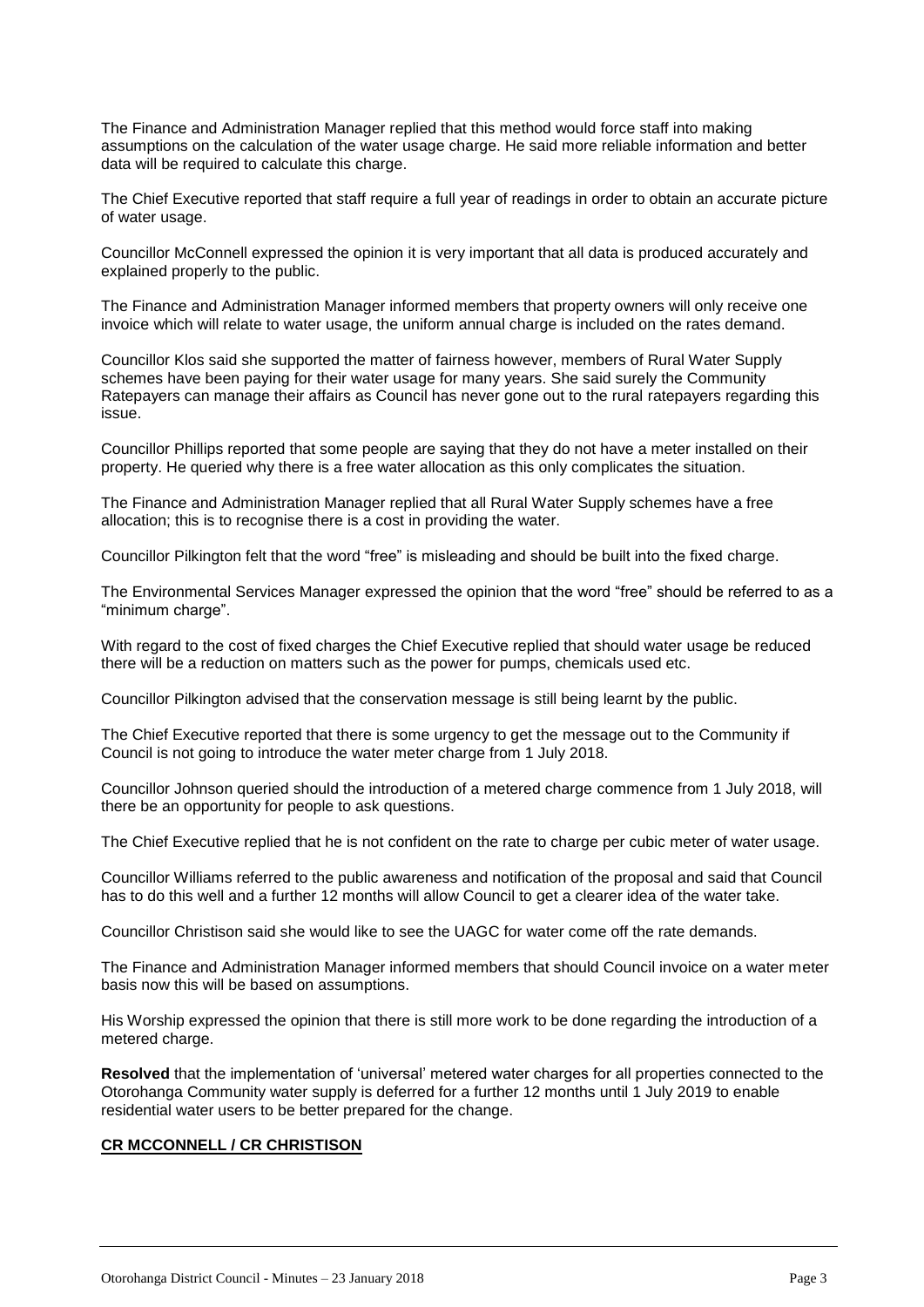The Finance and Administration Manager replied that this method would force staff into making assumptions on the calculation of the water usage charge. He said more reliable information and better data will be required to calculate this charge.

The Chief Executive reported that staff require a full year of readings in order to obtain an accurate picture of water usage.

Councillor McConnell expressed the opinion it is very important that all data is produced accurately and explained properly to the public.

The Finance and Administration Manager informed members that property owners will only receive one invoice which will relate to water usage, the uniform annual charge is included on the rates demand.

Councillor Klos said she supported the matter of fairness however, members of Rural Water Supply schemes have been paying for their water usage for many years. She said surely the Community Ratepayers can manage their affairs as Council has never gone out to the rural ratepayers regarding this issue.

Councillor Phillips reported that some people are saying that they do not have a meter installed on their property. He queried why there is a free water allocation as this only complicates the situation.

The Finance and Administration Manager replied that all Rural Water Supply schemes have a free allocation; this is to recognise there is a cost in providing the water.

Councillor Pilkington felt that the word "free" is misleading and should be built into the fixed charge.

The Environmental Services Manager expressed the opinion that the word "free" should be referred to as a "minimum charge".

With regard to the cost of fixed charges the Chief Executive replied that should water usage be reduced there will be a reduction on matters such as the power for pumps, chemicals used etc.

Councillor Pilkington advised that the conservation message is still being learnt by the public.

The Chief Executive reported that there is some urgency to get the message out to the Community if Council is not going to introduce the water meter charge from 1 July 2018.

Councillor Johnson queried should the introduction of a metered charge commence from 1 July 2018, will there be an opportunity for people to ask questions.

The Chief Executive replied that he is not confident on the rate to charge per cubic meter of water usage.

Councillor Williams referred to the public awareness and notification of the proposal and said that Council has to do this well and a further 12 months will allow Council to get a clearer idea of the water take.

Councillor Christison said she would like to see the UAGC for water come off the rate demands.

The Finance and Administration Manager informed members that should Council invoice on a water meter basis now this will be based on assumptions.

His Worship expressed the opinion that there is still more work to be done regarding the introduction of a metered charge.

**Resolved** that the implementation of 'universal' metered water charges for all properties connected to the Otorohanga Community water supply is deferred for a further 12 months until 1 July 2019 to enable residential water users to be better prepared for the change.

**CR MCCONNELL / CR CHRISTISON**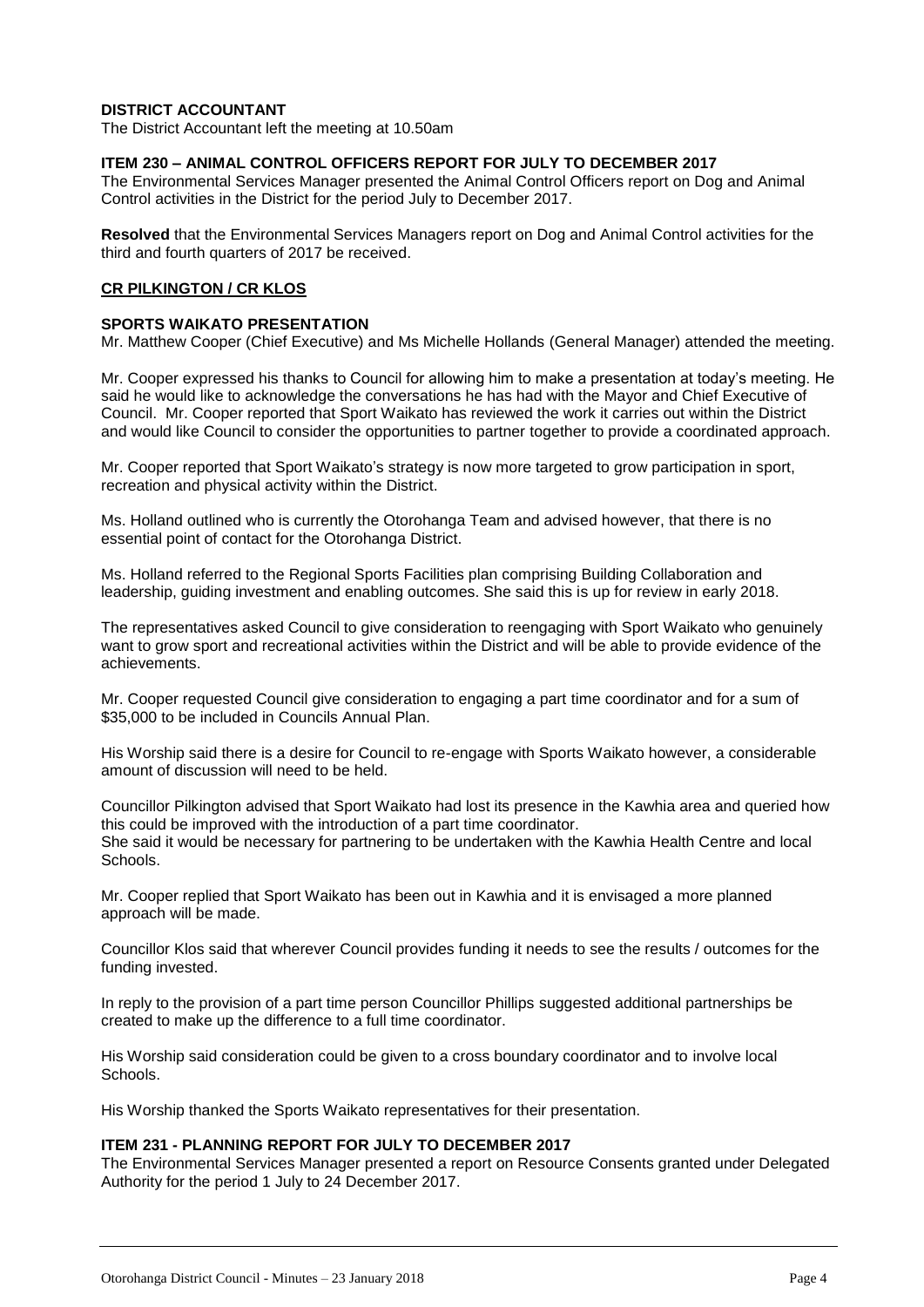**DISTRICT ACCOUNTANT**

The District Accountant left the meeting at 10.50am

**ITEM 230 – ANIMAL CONTROL OFFICERS REPORT FOR JULY TO DECEMBER 2017**

The Environmental Services Manager presented the Animal Control Officers report on Dog and Animal Control activities in the District for the period July to December 2017.

**Resolved** that the Environmental Services Managers report on Dog and Animal Control activities for the third and fourth quarters of 2017 be received.

**CR PILKINGTON / CR KLOS**

**SPORTS WAIKATO PRESENTATION**

Mr. Matthew Cooper (Chief Executive) and Ms Michelle Hollands (General Manager) attended the meeting.

Mr. Cooper expressed his thanks to Council for allowing him to make a presentation at today's meeting. He said he would like to acknowledge the conversations he has had with the Mayor and Chief Executive of Council. Mr. Cooper reported that Sport Waikato has reviewed the work it carries out within the District and would like Council to consider the opportunities to partner together to provide a coordinated approach.

Mr. Cooper reported that Sport Waikato's strategy is now more targeted to grow participation in sport, recreation and physical activity within the District.

Ms. Holland outlined who is currently the Otorohanga Team and advised however, that there is no essential point of contact for the Otorohanga District.

Ms. Holland referred to the Regional Sports Facilities plan comprising Building Collaboration and leadership, guiding investment and enabling outcomes. She said this is up for review in early 2018.

The representatives asked Council to give consideration to reengaging with Sport Waikato who genuinely want to grow sport and recreational activities within the District and will be able to provide evidence of the achievements.

Mr. Cooper requested Council give consideration to engaging a part time coordinator and for a sum of $35,000 to be included in Councils Annual Plan.

His Worship said there is a desire for Council to re-engage with Sports Waikato however, a considerable amount of discussion will need to be held.

Councillor Pilkington advised that Sport Waikato had lost its presence in the Kawhia area and queried how this could be improved with the introduction of a part time coordinator.
She said it would be necessary for partnering to be undertaken with the Kawhia Health Centre and local Schools.

Mr. Cooper replied that Sport Waikato has been out in Kawhia and it is envisaged a more planned approach will be made.

Councillor Klos said that wherever Council provides funding it needs to see the results / outcomes for the funding invested.

In reply to the provision of a part time person Councillor Phillips suggested additional partnerships be created to make up the difference to a full time coordinator.

His Worship said consideration could be given to a cross boundary coordinator and to involve local Schools.

His Worship thanked the Sports Waikato representatives for their presentation.

**ITEM 231 - PLANNING REPORT FOR JULY TO DECEMBER 2017**

The Environmental Services Manager presented a report on Resource Consents granted under Delegated Authority for the period 1 July to 24 December 2017.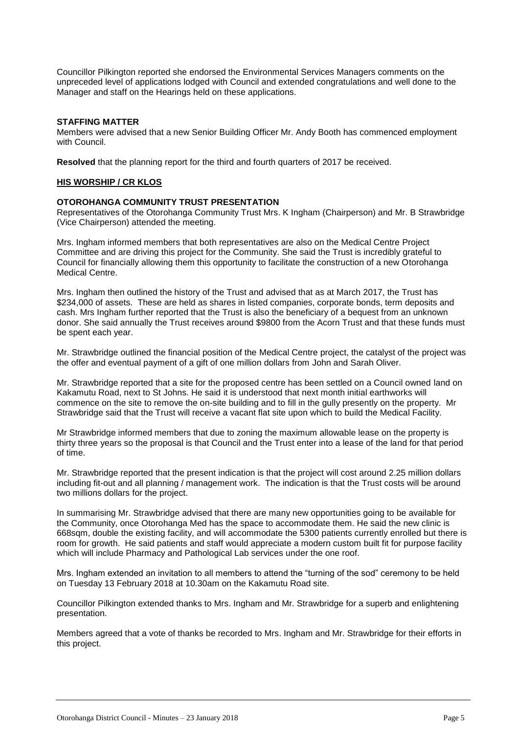Councillor Pilkington reported she endorsed the Environmental Services Managers comments on the unpreceded level of applications lodged with Council and extended congratulations and well done to the Manager and staff on the Hearings held on these applications.

**STAFFING MATTER**

Members were advised that a new Senior Building Officer Mr. Andy Booth has commenced employment with Council.

**Resolved** that the planning report for the third and fourth quarters of 2017 be received.

**HIS WORSHIP / CR KLOS**

**OTOROHANGA COMMUNITY TRUST PRESENTATION**

Representatives of the Otorohanga Community Trust Mrs. K Ingham (Chairperson) and Mr. B Strawbridge (Vice Chairperson) attended the meeting.

Mrs. Ingham informed members that both representatives are also on the Medical Centre Project Committee and are driving this project for the Community. She said the Trust is incredibly grateful to Council for financially allowing them this opportunity to facilitate the construction of a new Otorohanga Medical Centre.

Mrs. Ingham then outlined the history of the Trust and advised that as at March 2017, the Trust has $234,000 of assets. These are held as shares in listed companies, corporate bonds, term deposits and cash. Mrs Ingham further reported that the Trust is also the beneficiary of a bequest from an unknown donor. She said annually the Trust receives around $9800 from the Acorn Trust and that these funds must be spent each year.

Mr. Strawbridge outlined the financial position of the Medical Centre project, the catalyst of the project was the offer and eventual payment of a gift of one million dollars from John and Sarah Oliver.

Mr. Strawbridge reported that a site for the proposed centre has been settled on a Council owned land on Kakamutu Road, next to St Johns. He said it is understood that next month initial earthworks will commence on the site to remove the on-site building and to fill in the gully presently on the property. Mr Strawbridge said that the Trust will receive a vacant flat site upon which to build the Medical Facility.

Mr Strawbridge informed members that due to zoning the maximum allowable lease on the property is thirty three years so the proposal is that Council and the Trust enter into a lease of the land for that period of time.

Mr. Strawbridge reported that the present indication is that the project will cost around 2.25 million dollars including fit-out and all planning / management work. The indication is that the Trust costs will be around two millions dollars for the project.

In summarising Mr. Strawbridge advised that there are many new opportunities going to be available for the Community, once Otorohanga Med has the space to accommodate them. He said the new clinic is 668sqm, double the existing facility, and will accommodate the 5300 patients currently enrolled but there is room for growth. He said patients and staff would appreciate a modern custom built fit for purpose facility which will include Pharmacy and Pathological Lab services under the one roof.

Mrs. Ingham extended an invitation to all members to attend the "turning of the sod" ceremony to be held on Tuesday 13 February 2018 at 10.30am on the Kakamutu Road site.

Councillor Pilkington extended thanks to Mrs. Ingham and Mr. Strawbridge for a superb and enlightening presentation.

Members agreed that a vote of thanks be recorded to Mrs. Ingham and Mr. Strawbridge for their efforts in this project.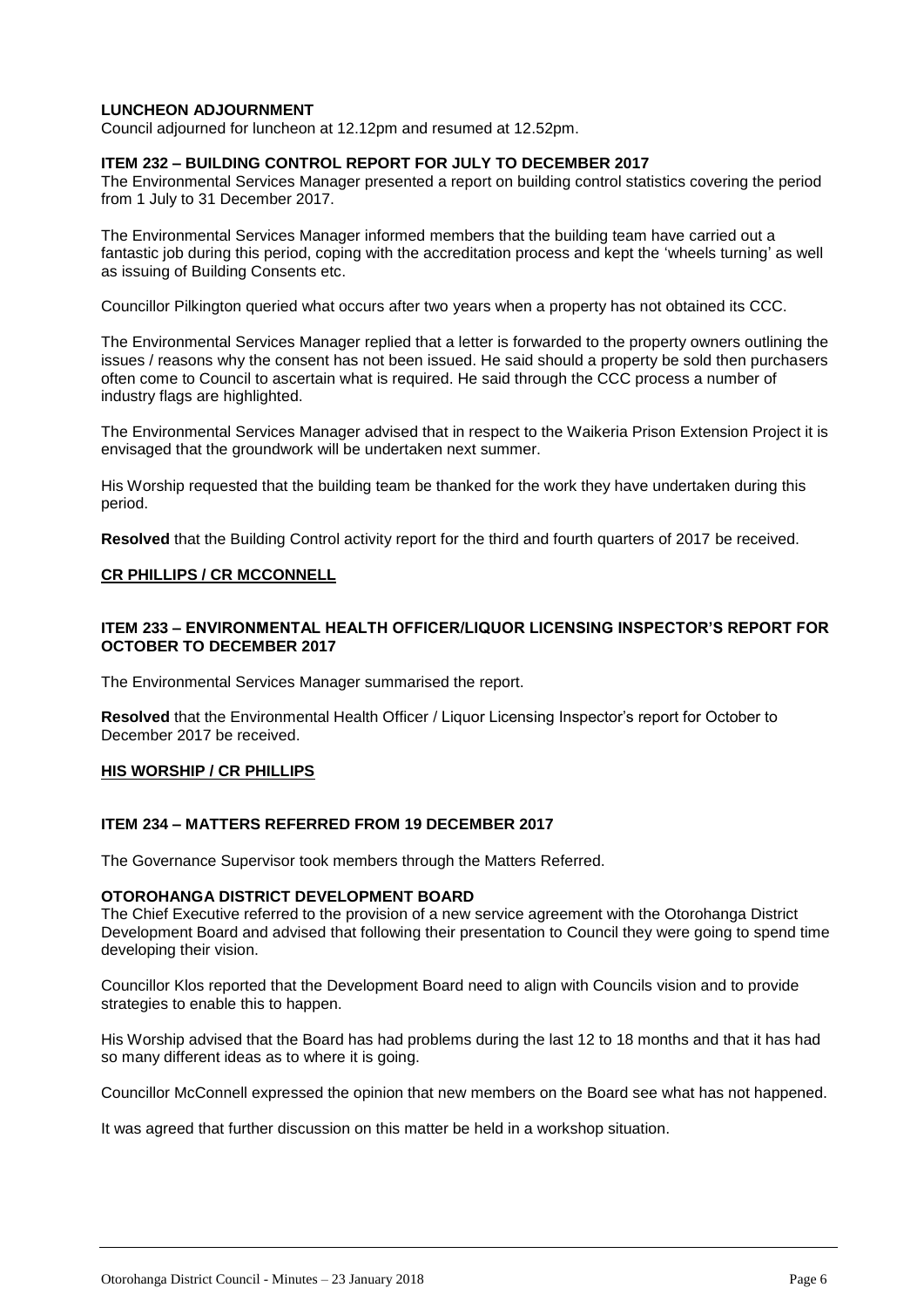**LUNCHEON ADJOURNMENT**

Council adjourned for luncheon at 12.12pm and resumed at 12.52pm.

**ITEM 232 – BUILDING CONTROL REPORT FOR JULY TO DECEMBER 2017**

The Environmental Services Manager presented a report on building control statistics covering the period from 1 July to 31 December 2017.

The Environmental Services Manager informed members that the building team have carried out a fantastic job during this period, coping with the accreditation process and kept the 'wheels turning' as well as issuing of Building Consents etc.

Councillor Pilkington queried what occurs after two years when a property has not obtained its CCC.

The Environmental Services Manager replied that a letter is forwarded to the property owners outlining the issues / reasons why the consent has not been issued. He said should a property be sold then purchasers often come to Council to ascertain what is required. He said through the CCC process a number of industry flags are highlighted.

The Environmental Services Manager advised that in respect to the Waikeria Prison Extension Project it is envisaged that the groundwork will be undertaken next summer.

His Worship requested that the building team be thanked for the work they have undertaken during this period.

**Resolved** that the Building Control activity report for the third and fourth quarters of 2017 be received.

**CR PHILLIPS / CR MCCONNELL**

**ITEM 233 – ENVIRONMENTAL HEALTH OFFICER/LIQUOR LICENSING INSPECTOR'S REPORT FOR OCTOBER TO DECEMBER 2017**

The Environmental Services Manager summarised the report.

**Resolved** that the Environmental Health Officer / Liquor Licensing Inspector's report for October to December 2017 be received.

**HIS WORSHIP / CR PHILLIPS**

**ITEM 234 – MATTERS REFERRED FROM 19 DECEMBER 2017**

The Governance Supervisor took members through the Matters Referred.

**OTOROHANGA DISTRICT DEVELOPMENT BOARD**

The Chief Executive referred to the provision of a new service agreement with the Otorohanga District Development Board and advised that following their presentation to Council they were going to spend time developing their vision.

Councillor Klos reported that the Development Board need to align with Councils vision and to provide strategies to enable this to happen.

His Worship advised that the Board has had problems during the last 12 to 18 months and that it has had so many different ideas as to where it is going.

Councillor McConnell expressed the opinion that new members on the Board see what has not happened.

It was agreed that further discussion on this matter be held in a workshop situation.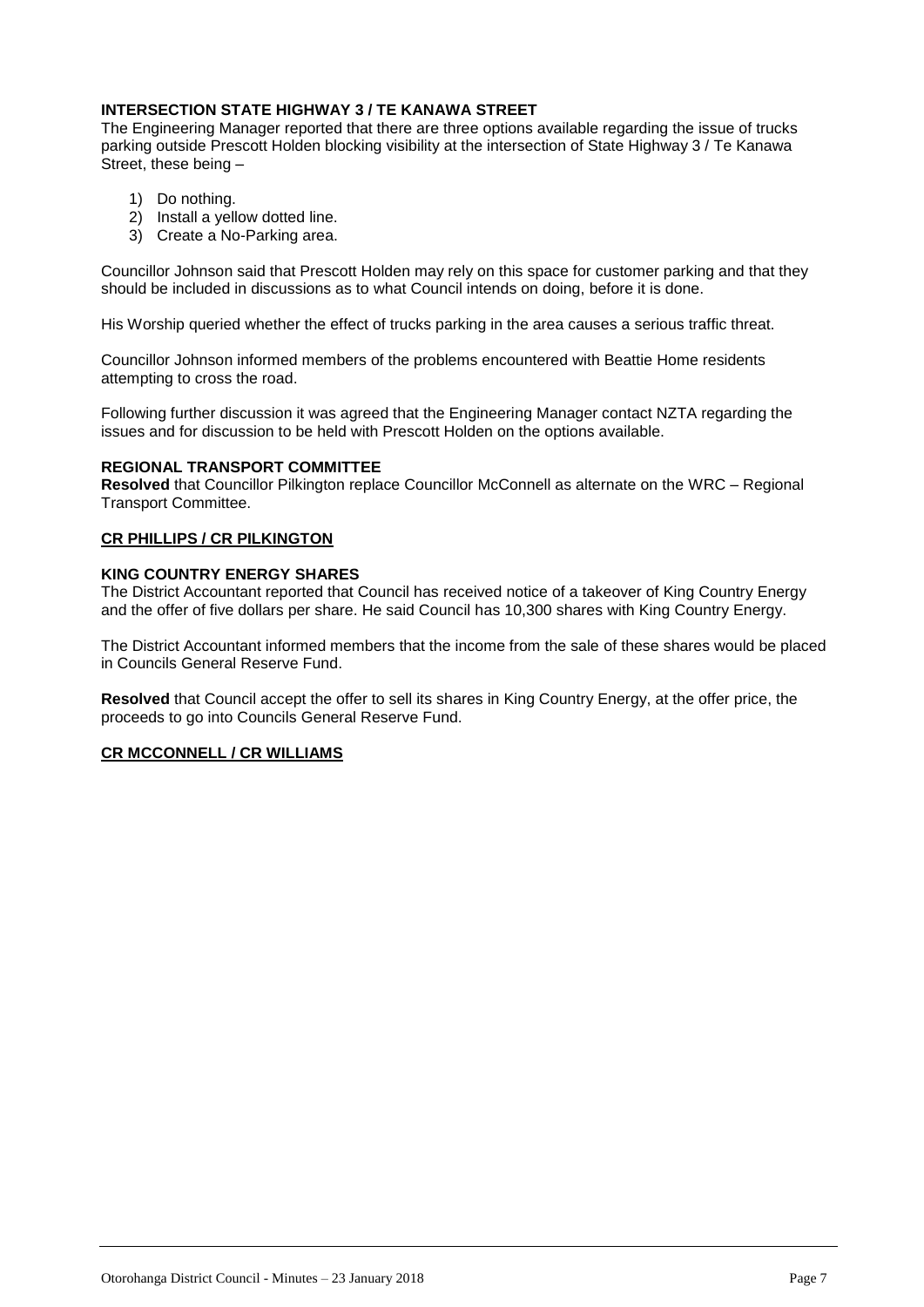**INTERSECTION STATE HIGHWAY 3 / TE KANAWA STREET**
The Engineering Manager reported that there are three options available regarding the issue of trucks parking outside Prescott Holden blocking visibility at the intersection of State Highway 3 / Te Kanawa Street, these being –

1) Do nothing.
2) Install a yellow dotted line.
3) Create a No-Parking area.

Councillor Johnson said that Prescott Holden may rely on this space for customer parking and that they should be included in discussions as to what Council intends on doing, before it is done.

His Worship queried whether the effect of trucks parking in the area causes a serious traffic threat.

Councillor Johnson informed members of the problems encountered with Beattie Home residents attempting to cross the road.

Following further discussion it was agreed that the Engineering Manager contact NZTA regarding the issues and for discussion to be held with Prescott Holden on the options available.

**REGIONAL TRANSPORT COMMITTEE**
**Resolved** that Councillor Pilkington replace Councillor McConnell as alternate on the WRC – Regional Transport Committee.

**CR PHILLIPS / CR PILKINGTON**

**KING COUNTRY ENERGY SHARES**
The District Accountant reported that Council has received notice of a takeover of King Country Energy and the offer of five dollars per share. He said Council has 10,300 shares with King Country Energy.

The District Accountant informed members that the income from the sale of these shares would be placed in Councils General Reserve Fund.

**Resolved** that Council accept the offer to sell its shares in King Country Energy, at the offer price, the proceeds to go into Councils General Reserve Fund.

**CR MCCONNELL / CR WILLIAMS**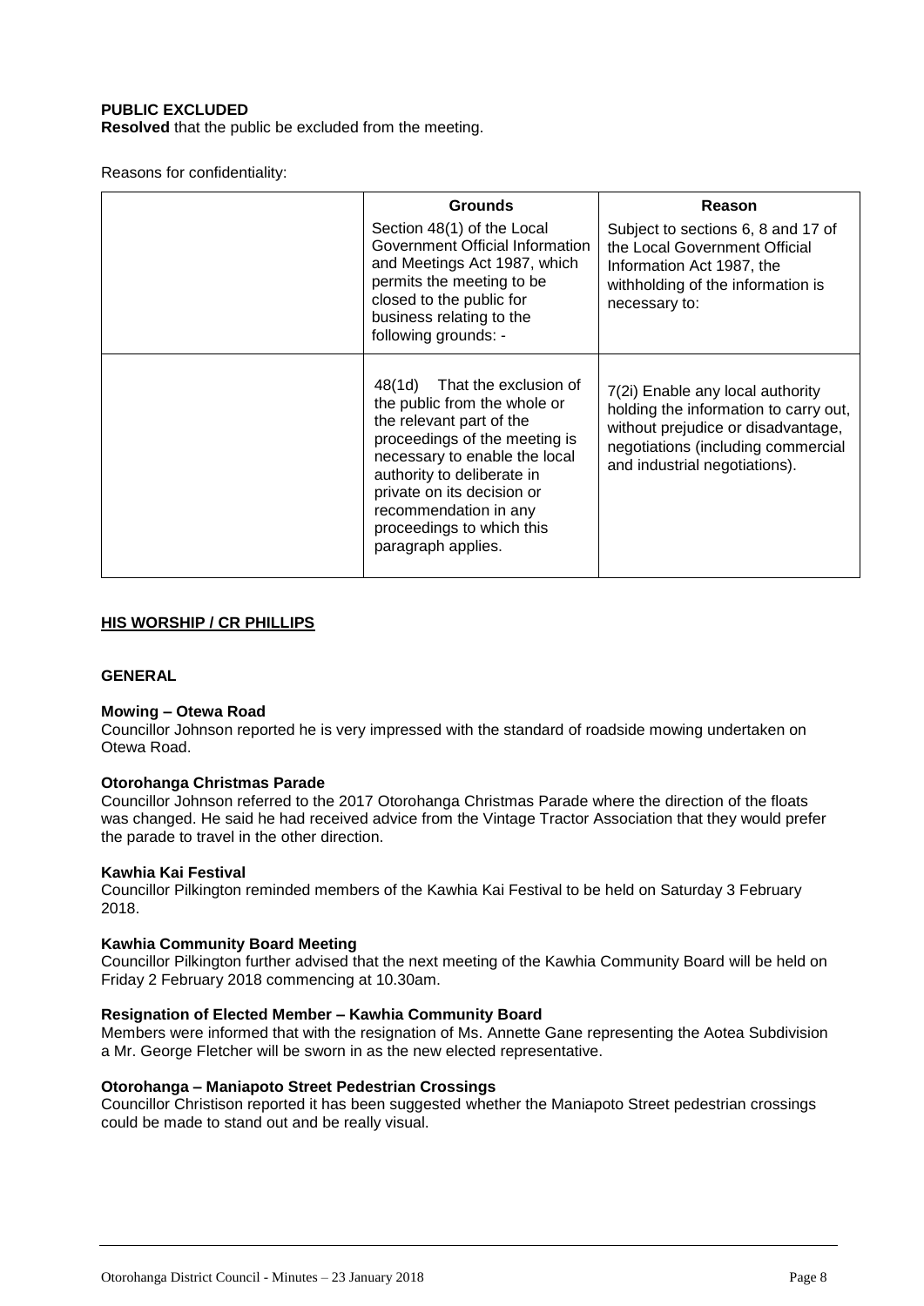**PUBLIC EXCLUDED**
**Resolved** that the public be excluded from the meeting.

Reasons for confidentiality:

| | **Grounds** | **Reason** |
|---|---|---|
| | Section 48(1) of the Local Government Official Information and Meetings Act 1987, which permits the meeting to be closed to the public for business relating to the following grounds: - | Subject to sections 6, 8 and 17 of the Local Government Official Information Act 1987, the withholding of the information is necessary to: |
| | 48(1d) That the exclusion of the public from the whole or the relevant part of the proceedings of the meeting is necessary to enable the local authority to deliberate in private on its decision or recommendation in any proceedings to which this paragraph applies. | 7(2i) Enable any local authority holding the information to carry out, without prejudice or disadvantage, negotiations (including commercial and industrial negotiations). |

**HIS WORSHIP / CR PHILLIPS**

**GENERAL**

**Mowing – Otewa Road**
Councillor Johnson reported he is very impressed with the standard of roadside mowing undertaken on Otewa Road.

**Otorohanga Christmas Parade**
Councillor Johnson referred to the 2017 Otorohanga Christmas Parade where the direction of the floats was changed. He said he had received advice from the Vintage Tractor Association that they would prefer the parade to travel in the other direction.

**Kawhia Kai Festival**
Councillor Pilkington reminded members of the Kawhia Kai Festival to be held on Saturday 3 February 2018.

**Kawhia Community Board Meeting**
Councillor Pilkington further advised that the next meeting of the Kawhia Community Board will be held on Friday 2 February 2018 commencing at 10.30am.

**Resignation of Elected Member – Kawhia Community Board**
Members were informed that with the resignation of Ms. Annette Gane representing the Aotea Subdivision a Mr. George Fletcher will be sworn in as the new elected representative.

**Otorohanga – Maniapoto Street Pedestrian Crossings**
Councillor Christison reported it has been suggested whether the Maniapoto Street pedestrian crossings could be made to stand out and be really visual.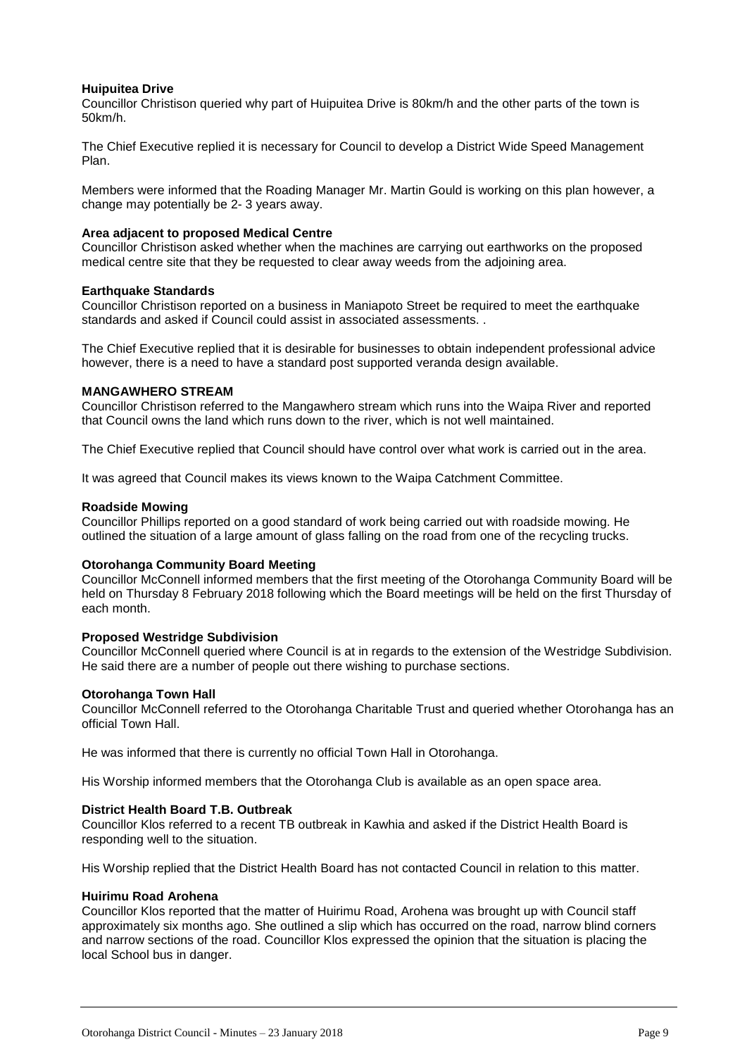**Huipuitea Drive**
Councillor Christison queried why part of Huipuitea Drive is 80km/h and the other parts of the town is 50km/h.

The Chief Executive replied it is necessary for Council to develop a District Wide Speed Management Plan.

Members were informed that the Roading Manager Mr. Martin Gould is working on this plan however, a change may potentially be 2- 3 years away.

**Area adjacent to proposed Medical Centre**
Councillor Christison asked whether when the machines are carrying out earthworks on the proposed medical centre site that they be requested to clear away weeds from the adjoining area.

**Earthquake Standards**
Councillor Christison reported on a business in Maniapoto Street be required to meet the earthquake standards and asked if Council could assist in associated assessments. .

The Chief Executive replied that it is desirable for businesses to obtain independent professional advice however, there is a need to have a standard post supported veranda design available.

**MANGAWHERO STREAM**
Councillor Christison referred to the Mangawhero stream which runs into the Waipa River and reported that Council owns the land which runs down to the river, which is not well maintained.

The Chief Executive replied that Council should have control over what work is carried out in the area.

It was agreed that Council makes its views known to the Waipa Catchment Committee.

**Roadside Mowing**
Councillor Phillips reported on a good standard of work being carried out with roadside mowing. He outlined the situation of a large amount of glass falling on the road from one of the recycling trucks.

**Otorohanga Community Board Meeting**
Councillor McConnell informed members that the first meeting of the Otorohanga Community Board will be held on Thursday 8 February 2018 following which the Board meetings will be held on the first Thursday of each month.

**Proposed Westridge Subdivision**
Councillor McConnell queried where Council is at in regards to the extension of the Westridge Subdivision. He said there are a number of people out there wishing to purchase sections.

**Otorohanga Town Hall**
Councillor McConnell referred to the Otorohanga Charitable Trust and queried whether Otorohanga has an official Town Hall.

He was informed that there is currently no official Town Hall in Otorohanga.

His Worship informed members that the Otorohanga Club is available as an open space area.

**District Health Board T.B. Outbreak**
Councillor Klos referred to a recent TB outbreak in Kawhia and asked if the District Health Board is responding well to the situation.

His Worship replied that the District Health Board has not contacted Council in relation to this matter.

**Huirimu Road Arohena**
Councillor Klos reported that the matter of Huirimu Road, Arohena was brought up with Council staff approximately six months ago. She outlined a slip which has occurred on the road, narrow blind corners and narrow sections of the road. Councillor Klos expressed the opinion that the situation is placing the local School bus in danger.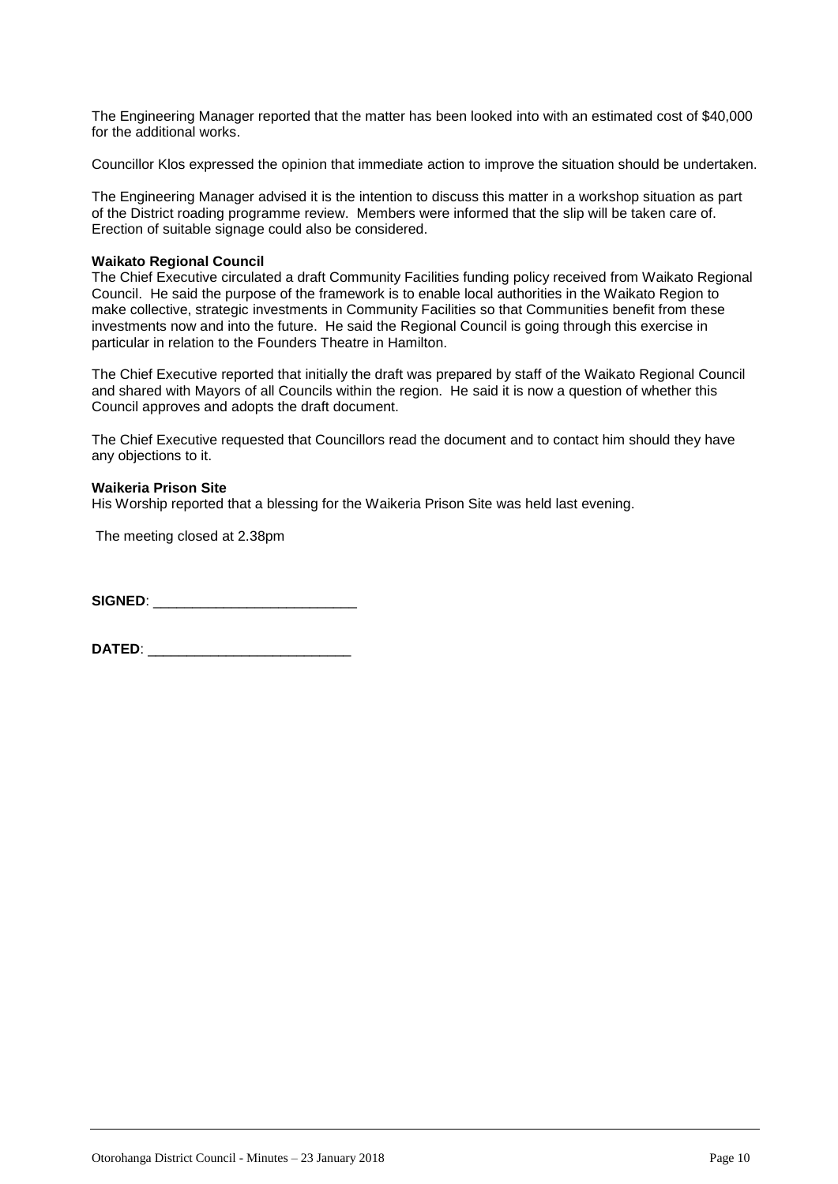The Engineering Manager reported that the matter has been looked into with an estimated cost of $40,000 for the additional works.

Councillor Klos expressed the opinion that immediate action to improve the situation should be undertaken.

The Engineering Manager advised it is the intention to discuss this matter in a workshop situation as part of the District roading programme review. Members were informed that the slip will be taken care of. Erection of suitable signage could also be considered.

**Waikato Regional Council**
The Chief Executive circulated a draft Community Facilities funding policy received from Waikato Regional Council. He said the purpose of the framework is to enable local authorities in the Waikato Region to make collective, strategic investments in Community Facilities so that Communities benefit from these investments now and into the future. He said the Regional Council is going through this exercise in particular in relation to the Founders Theatre in Hamilton.

The Chief Executive reported that initially the draft was prepared by staff of the Waikato Regional Council and shared with Mayors of all Councils within the region. He said it is now a question of whether this Council approves and adopts the draft document.

The Chief Executive requested that Councillors read the document and to contact him should they have any objections to it.

**Waikeria Prison Site**
His Worship reported that a blessing for the Waikeria Prison Site was held last evening.

The meeting closed at 2.38pm

**SIGNED**: ___________________________

**DATED**: ___________________________